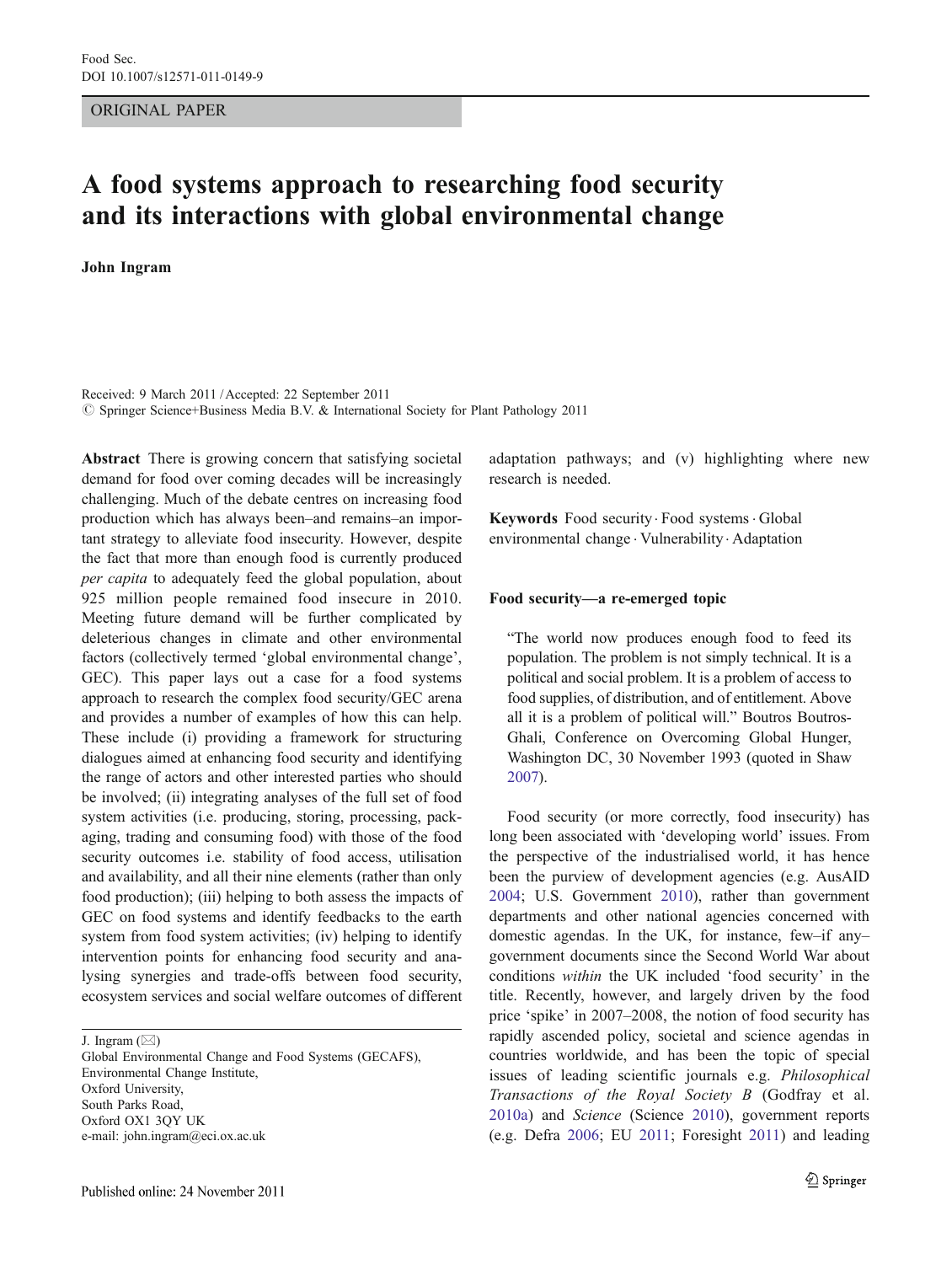ORIGINAL PAPER

# A food systems approach to researching food security and its interactions with global environmental change

**John Ingram**

Received: 9 March 2011 / Accepted: 22 September 2011
© Springer Science+Business Media B.V. & International Society for Plant Pathology 2011

**Abstract** There is growing concern that satisfying societal demand for food over coming decades will be increasingly challenging. Much of the debate centres on increasing food production which has always been–and remains–an important strategy to alleviate food insecurity. However, despite the fact that more than enough food is currently produced *per capita* to adequately feed the global population, about 925 million people remained food insecure in 2010. Meeting future demand will be further complicated by deleterious changes in climate and other environmental factors (collectively termed 'global environmental change', GEC). This paper lays out a case for a food systems approach to research the complex food security/GEC arena and provides a number of examples of how this can help. These include (i) providing a framework for structuring dialogues aimed at enhancing food security and identifying the range of actors and other interested parties who should be involved; (ii) integrating analyses of the full set of food system activities (i.e. producing, storing, processing, packaging, trading and consuming food) with those of the food security outcomes i.e. stability of food access, utilisation and availability, and all their nine elements (rather than only food production); (iii) helping to both assess the impacts of GEC on food systems and identify feedbacks to the earth system from food system activities; (iv) helping to identify intervention points for enhancing food security and analysing synergies and trade-offs between food security, ecosystem services and social welfare outcomes of different adaptation pathways; and (v) highlighting where new research is needed.

**Keywords** Food security · Food systems · Global environmental change · Vulnerability · Adaptation

J. Ingram (✉)
Global Environmental Change and Food Systems (GECAFS),
Environmental Change Institute,
Oxford University,
South Parks Road,
Oxford OX1 3QY UK
e-mail: john.ingram@eci.ox.ac.uk

## Food security—a re-emerged topic

> "The world now produces enough food to feed its population. The problem is not simply technical. It is a political and social problem. It is a problem of access to food supplies, of distribution, and of entitlement. Above all it is a problem of political will." Boutros Boutros-Ghali, Conference on Overcoming Global Hunger, Washington DC, 30 November 1993 (quoted in Shaw 2007).

Food security (or more correctly, food insecurity) has long been associated with 'developing world' issues. From the perspective of the industrialised world, it has hence been the purview of development agencies (e.g. AusAID 2004; U.S. Government 2010), rather than government departments and other national agencies concerned with domestic agendas. In the UK, for instance, few–if any–government documents since the Second World War about conditions *within* the UK included 'food security' in the title. Recently, however, and largely driven by the food price 'spike' in 2007–2008, the notion of food security has rapidly ascended policy, societal and science agendas in countries worldwide, and has been the topic of special issues of leading scientific journals e.g. *Philosophical Transactions of the Royal Society B* (Godfray et al. 2010a) and *Science* (Science 2010), government reports (e.g. Defra 2006; EU 2011; Foresight 2011) and leading

Published online: 24 November 2011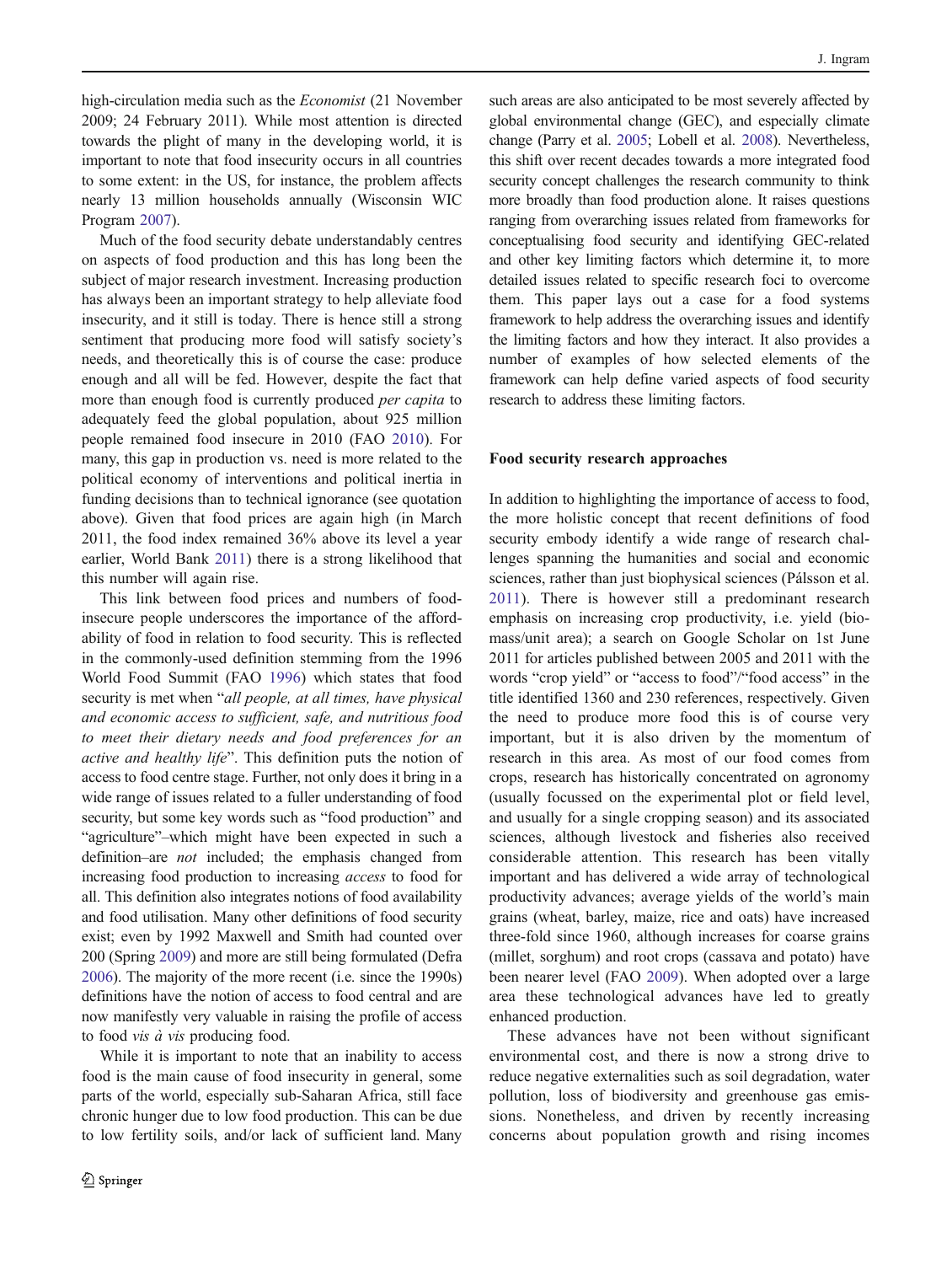high-circulation media such as the *Economist* (21 November 2009; 24 February 2011). While most attention is directed towards the plight of many in the developing world, it is important to note that food insecurity occurs in all countries to some extent: in the US, for instance, the problem affects nearly 13 million households annually (Wisconsin WIC Program 2007).

Much of the food security debate understandably centres on aspects of food production and this has long been the subject of major research investment. Increasing production has always been an important strategy to help alleviate food insecurity, and it still is today. There is hence still a strong sentiment that producing more food will satisfy society's needs, and theoretically this is of course the case: produce enough and all will be fed. However, despite the fact that more than enough food is currently produced *per capita* to adequately feed the global population, about 925 million people remained food insecure in 2010 (FAO 2010). For many, this gap in production vs. need is more related to the political economy of interventions and political inertia in funding decisions than to technical ignorance (see quotation above). Given that food prices are again high (in March 2011, the food index remained 36% above its level a year earlier, World Bank 2011) there is a strong likelihood that this number will again rise.

This link between food prices and numbers of food-insecure people underscores the importance of the affordability of food in relation to food security. This is reflected in the commonly-used definition stemming from the 1996 World Food Summit (FAO 1996) which states that food security is met when "*all people, at all times, have physical and economic access to sufficient, safe, and nutritious food to meet their dietary needs and food preferences for an active and healthy life*". This definition puts the notion of access to food centre stage. Further, not only does it bring in a wide range of issues related to a fuller understanding of food security, but some key words such as "food production" and "agriculture"–which might have been expected in such a definition–are *not* included; the emphasis changed from increasing food production to increasing *access* to food for all. This definition also integrates notions of food availability and food utilisation. Many other definitions of food security exist; even by 1992 Maxwell and Smith had counted over 200 (Spring 2009) and more are still being formulated (Defra 2006). The majority of the more recent (i.e. since the 1990s) definitions have the notion of access to food central and are now manifestly very valuable in raising the profile of access to food *vis à vis* producing food.

While it is important to note that an inability to access food is the main cause of food insecurity in general, some parts of the world, especially sub-Saharan Africa, still face chronic hunger due to low food production. This can be due to low fertility soils, and/or lack of sufficient land. Many such areas are also anticipated to be most severely affected by global environmental change (GEC), and especially climate change (Parry et al. 2005; Lobell et al. 2008). Nevertheless, this shift over recent decades towards a more integrated food security concept challenges the research community to think more broadly than food production alone. It raises questions ranging from overarching issues related from frameworks for conceptualising food security and identifying GEC-related and other key limiting factors which determine it, to more detailed issues related to specific research foci to overcome them. This paper lays out a case for a food systems framework to help address the overarching issues and identify the limiting factors and how they interact. It also provides a number of examples of how selected elements of the framework can help define varied aspects of food security research to address these limiting factors.

## Food security research approaches

In addition to highlighting the importance of access to food, the more holistic concept that recent definitions of food security embody identify a wide range of research challenges spanning the humanities and social and economic sciences, rather than just biophysical sciences (Pálsson et al. 2011). There is however still a predominant research emphasis on increasing crop productivity, i.e. yield (biomass/unit area); a search on Google Scholar on 1st June 2011 for articles published between 2005 and 2011 with the words "crop yield" or "access to food"/"food access" in the title identified 1360 and 230 references, respectively. Given the need to produce more food this is of course very important, but it is also driven by the momentum of research in this area. As most of our food comes from crops, research has historically concentrated on agronomy (usually focussed on the experimental plot or field level, and usually for a single cropping season) and its associated sciences, although livestock and fisheries also received considerable attention. This research has been vitally important and has delivered a wide array of technological productivity advances; average yields of the world's main grains (wheat, barley, maize, rice and oats) have increased three-fold since 1960, although increases for coarse grains (millet, sorghum) and root crops (cassava and potato) have been nearer level (FAO 2009). When adopted over a large area these technological advances have led to greatly enhanced production.

These advances have not been without significant environmental cost, and there is now a strong drive to reduce negative externalities such as soil degradation, water pollution, loss of biodiversity and greenhouse gas emissions. Nonetheless, and driven by recently increasing concerns about population growth and rising incomes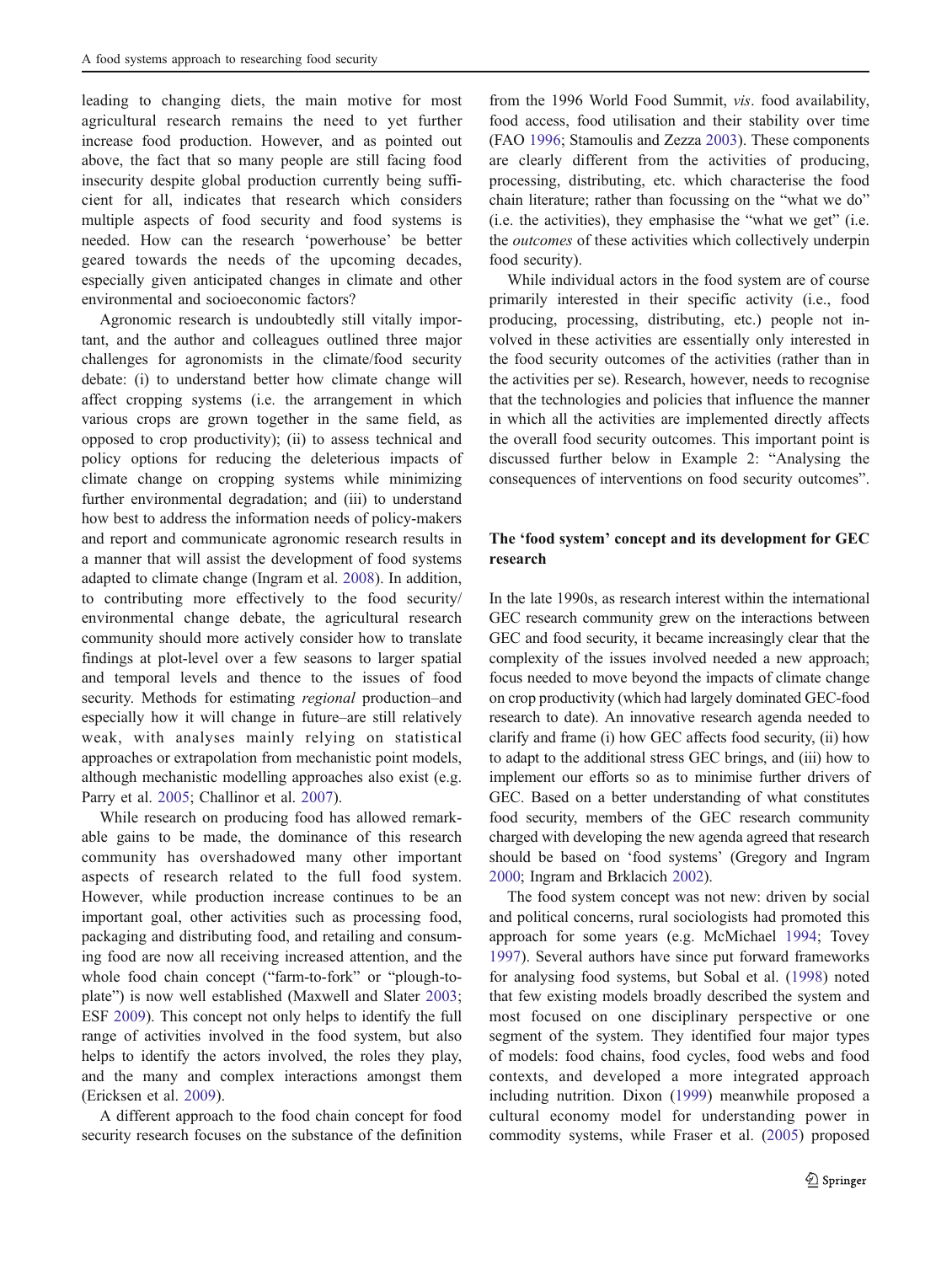leading to changing diets, the main motive for most agricultural research remains the need to yet further increase food production. However, and as pointed out above, the fact that so many people are still facing food insecurity despite global production currently being sufficient for all, indicates that research which considers multiple aspects of food security and food systems is needed. How can the research 'powerhouse' be better geared towards the needs of the upcoming decades, especially given anticipated changes in climate and other environmental and socioeconomic factors?

Agronomic research is undoubtedly still vitally important, and the author and colleagues outlined three major challenges for agronomists in the climate/food security debate: (i) to understand better how climate change will affect cropping systems (i.e. the arrangement in which various crops are grown together in the same field, as opposed to crop productivity); (ii) to assess technical and policy options for reducing the deleterious impacts of climate change on cropping systems while minimizing further environmental degradation; and (iii) to understand how best to address the information needs of policy-makers and report and communicate agronomic research results in a manner that will assist the development of food systems adapted to climate change (Ingram et al. 2008). In addition, to contributing more effectively to the food security/environmental change debate, the agricultural research community should more actively consider how to translate findings at plot-level over a few seasons to larger spatial and temporal levels and thence to the issues of food security. Methods for estimating *regional* production–and especially how it will change in future–are still relatively weak, with analyses mainly relying on statistical approaches or extrapolation from mechanistic point models, although mechanistic modelling approaches also exist (e.g. Parry et al. 2005; Challinor et al. 2007).

While research on producing food has allowed remarkable gains to be made, the dominance of this research community has overshadowed many other important aspects of research related to the full food system. However, while production increase continues to be an important goal, other activities such as processing food, packaging and distributing food, and retailing and consuming food are now all receiving increased attention, and the whole food chain concept ("farm-to-fork" or "plough-to-plate") is now well established (Maxwell and Slater 2003; ESF 2009). This concept not only helps to identify the full range of activities involved in the food system, but also helps to identify the actors involved, the roles they play, and the many and complex interactions amongst them (Ericksen et al. 2009).

A different approach to the food chain concept for food security research focuses on the substance of the definition from the 1996 World Food Summit, *vis*. food availability, food access, food utilisation and their stability over time (FAO 1996; Stamoulis and Zezza 2003). These components are clearly different from the activities of producing, processing, distributing, etc. which characterise the food chain literature; rather than focussing on the "what we do" (i.e. the activities), they emphasise the "what we get" (i.e. the *outcomes* of these activities which collectively underpin food security).

While individual actors in the food system are of course primarily interested in their specific activity (i.e., food producing, processing, distributing, etc.) people not involved in these activities are essentially only interested in the food security outcomes of the activities (rather than in the activities per se). Research, however, needs to recognise that the technologies and policies that influence the manner in which all the activities are implemented directly affects the overall food security outcomes. This important point is discussed further below in Example 2: "Analysing the consequences of interventions on food security outcomes".

## The 'food system' concept and its development for GEC research

In the late 1990s, as research interest within the international GEC research community grew on the interactions between GEC and food security, it became increasingly clear that the complexity of the issues involved needed a new approach; focus needed to move beyond the impacts of climate change on crop productivity (which had largely dominated GEC-food research to date). An innovative research agenda needed to clarify and frame (i) how GEC affects food security, (ii) how to adapt to the additional stress GEC brings, and (iii) how to implement our efforts so as to minimise further drivers of GEC. Based on a better understanding of what constitutes food security, members of the GEC research community charged with developing the new agenda agreed that research should be based on 'food systems' (Gregory and Ingram 2000; Ingram and Brklacich 2002).

The food system concept was not new: driven by social and political concerns, rural sociologists had promoted this approach for some years (e.g. McMichael 1994; Tovey 1997). Several authors have since put forward frameworks for analysing food systems, but Sobal et al. (1998) noted that few existing models broadly described the system and most focused on one disciplinary perspective or one segment of the system. They identified four major types of models: food chains, food cycles, food webs and food contexts, and developed a more integrated approach including nutrition. Dixon (1999) meanwhile proposed a cultural economy model for understanding power in commodity systems, while Fraser et al. (2005) proposed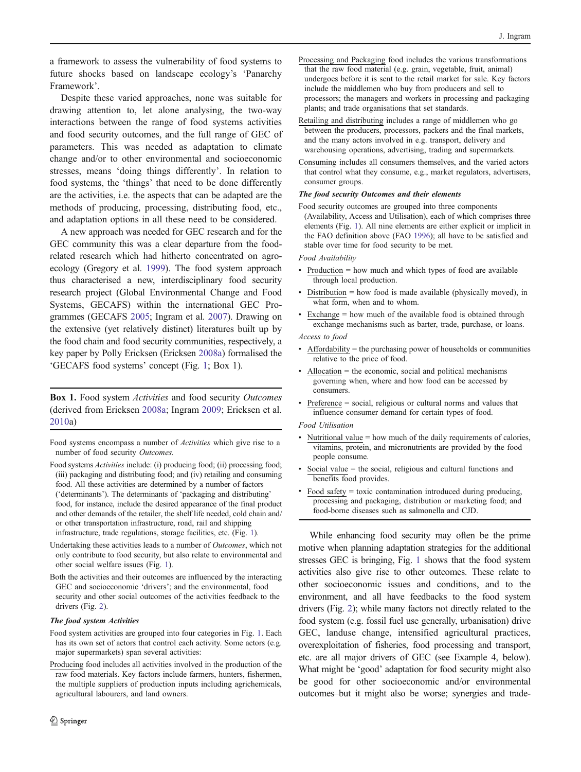a framework to assess the vulnerability of food systems to future shocks based on landscape ecology's 'Panarchy Framework'.

Despite these varied approaches, none was suitable for drawing attention to, let alone analysing, the two-way interactions between the range of food systems activities and food security outcomes, and the full range of GEC of parameters. This was needed as adaptation to climate change and/or to other environmental and socioeconomic stresses, means 'doing things differently'. In relation to food systems, the 'things' that need to be done differently are the activities, i.e. the aspects that can be adapted are the methods of producing, processing, distributing food, etc., and adaptation options in all these need to be considered.

A new approach was needed for GEC research and for the GEC community this was a clear departure from the food-related research which had hitherto concentrated on agro-ecology (Gregory et al. 1999). The food system approach thus characterised a new, interdisciplinary food security research project (Global Environmental Change and Food Systems, GECAFS) within the international GEC Programmes (GECAFS 2005; Ingram et al. 2007). Drawing on the extensive (yet relatively distinct) literatures built up by the food chain and food security communities, respectively, a key paper by Polly Ericksen (Ericksen 2008a) formalised the 'GECAFS food systems' concept (Fig. 1; Box 1).

**Box 1.** Food system *Activities* and food security *Outcomes* (derived from Ericksen 2008a; Ingram 2009; Ericksen et al. 2010a)

Food systems encompass a number of *Activities* which give rise to a number of food security *Outcomes.*

Food systems *Activities* include: (i) producing food; (ii) processing food; (iii) packaging and distributing food; and (iv) retailing and consuming food. All these activities are determined by a number of factors ('determinants'). The determinants of 'packaging and distributing' food, for instance, include the desired appearance of the final product and other demands of the retailer, the shelf life needed, cold chain and/or other transportation infrastructure, road, rail and shipping infrastructure, trade regulations, storage facilities, etc. (Fig. 1).

Undertaking these activities leads to a number of *Outcomes*, which not only contribute to food security, but also relate to environmental and other social welfare issues (Fig. 1).

Both the activities and their outcomes are influenced by the interacting GEC and socioeconomic 'drivers'; and the environmental, food security and other social outcomes of the activities feedback to the drivers (Fig. 2).

***The food system Activities***

Food system activities are grouped into four categories in Fig. 1. Each has its own set of actors that control each activity. Some actors (e.g. major supermarkets) span several activities:

Producing food includes all activities involved in the production of the raw food materials. Key factors include farmers, hunters, fishermen, the multiple suppliers of production inputs including agrichemicals, agricultural labourers, and land owners.

Processing and Packaging food includes the various transformations that the raw food material (e.g. grain, vegetable, fruit, animal) undergoes before it is sent to the retail market for sale. Key factors include the middlemen who buy from producers and sell to processors; the managers and workers in processing and packaging plants; and trade organisations that set standards.

Retailing and distributing includes a range of middlemen who go between the producers, processors, packers and the final markets, and the many actors involved in e.g. transport, delivery and warehousing operations, advertising, trading and supermarkets.

Consuming includes all consumers themselves, and the varied actors that control what they consume, e.g., market regulators, advertisers, consumer groups.

***The food security Outcomes and their elements***

Food security outcomes are grouped into three components (Availability, Access and Utilisation), each of which comprises three elements (Fig. 1). All nine elements are either explicit or implicit in the FAO definition above (FAO 1996); all have to be satisfied and stable over time for food security to be met.

*Food Availability*

- Production = how much and which types of food are available through local production.
- Distribution = how food is made available (physically moved), in what form, when and to whom.
- Exchange = how much of the available food is obtained through exchange mechanisms such as barter, trade, purchase, or loans.

*Access to food*

- Affordability = the purchasing power of households or communities relative to the price of food.
- Allocation = the economic, social and political mechanisms governing when, where and how food can be accessed by consumers.
- Preference = social, religious or cultural norms and values that influence consumer demand for certain types of food.

*Food Utilisation*

- Nutritional value = how much of the daily requirements of calories, vitamins, protein, and micronutrients are provided by the food people consume.
- Social value = the social, religious and cultural functions and benefits food provides.
- Food safety = toxic contamination introduced during producing, processing and packaging, distribution or marketing food; and food-borne diseases such as salmonella and CJD.

While enhancing food security may often be the prime motive when planning adaptation strategies for the additional stresses GEC is bringing, Fig. 1 shows that the food system activities also give rise to other outcomes. These relate to other socioeconomic issues and conditions, and to the environment, and all have feedbacks to the food system drivers (Fig. 2); while many factors not directly related to the food system (e.g. fossil fuel use generally, urbanisation) drive GEC, landuse change, intensified agricultural practices, overexploitation of fisheries, food processing and transport, etc. are all major drivers of GEC (see Example 4, below). What might be 'good' adaptation for food security might also be good for other socioeconomic and/or environmental outcomes–but it might also be worse; synergies and trade-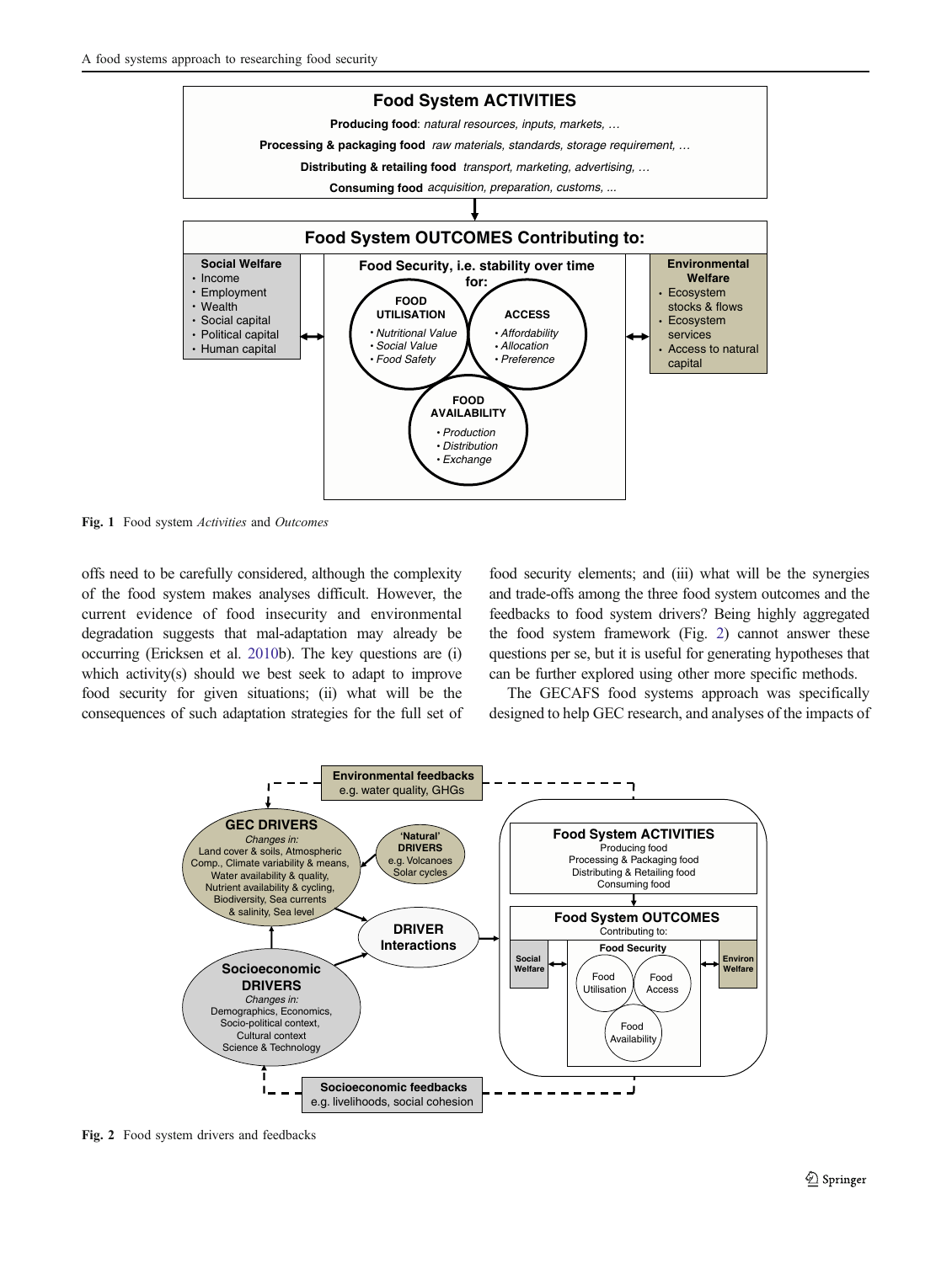**Food System ACTIVITIES**

**Producing food**: *natural resources, inputs, markets, …*

**Processing & packaging food** *raw materials, standards, storage requirement, …*

**Distributing & retailing food** *transport, marketing, advertising, …*

**Consuming food** *acquisition, preparation, customs, ...*

**Food System OUTCOMES Contributing to:**

**Social Welfare**
- Income
- Employment
- Wealth
- Social capital
- Political capital
- Human capital

**Food Security, i.e. stability over time for:**

**FOOD UTILISATION**
- *Nutritional Value*
- *Social Value*
- *Food Safety*

**ACCESS**
- *Affordability*
- *Allocation*
- *Preference*

**FOOD AVAILABILITY**
- *Production*
- *Distribution*
- *Exchange*

**Environmental Welfare**
- Ecosystem stocks & flows
- Ecosystem services
- Access to natural capital

**Fig. 1** Food system *Activities* and *Outcomes*

offs need to be carefully considered, although the complexity of the food system makes analyses difficult. However, the current evidence of food insecurity and environmental degradation suggests that mal-adaptation may already be occurring (Ericksen et al. 2010b). The key questions are (i) which activity(s) should we best seek to adapt to improve food security for given situations; (ii) what will be the consequences of such adaptation strategies for the full set of food security elements; and (iii) what will be the synergies and trade-offs among the three food system outcomes and the feedbacks to food system drivers? Being highly aggregated the food system framework (Fig. 2) cannot answer these questions per se, but it is useful for generating hypotheses that can be further explored using other more specific methods.

The GECAFS food systems approach was specifically designed to help GEC research, and analyses of the impacts of

**Environmental feedbacks**
e.g. water quality, GHGs

**GEC DRIVERS**
*Changes in:*
Land cover & soils, Atmospheric Comp., Climate variability & means, Water availability & quality, Nutrient availability & cycling, Biodiversity, Sea currents & salinity, Sea level

**'Natural' DRIVERS**
e.g. Volcanoes
Solar cycles

**DRIVER Interactions**

**Socioeconomic DRIVERS**
*Changes in:*
Demographics, Economics, Socio-political context, Cultural context
Science & Technology

**Food System ACTIVITIES**
Producing food
Processing & Packaging food
Distributing & Retailing food
Consuming food

**Food System OUTCOMES**
Contributing to:

**Social Welfare**

**Food Security**
Food Utilisation
Food Access
Food Availability

**Environ Welfare**

**Socioeconomic feedbacks**
e.g. livelihoods, social cohesion

**Fig. 2** Food system drivers and feedbacks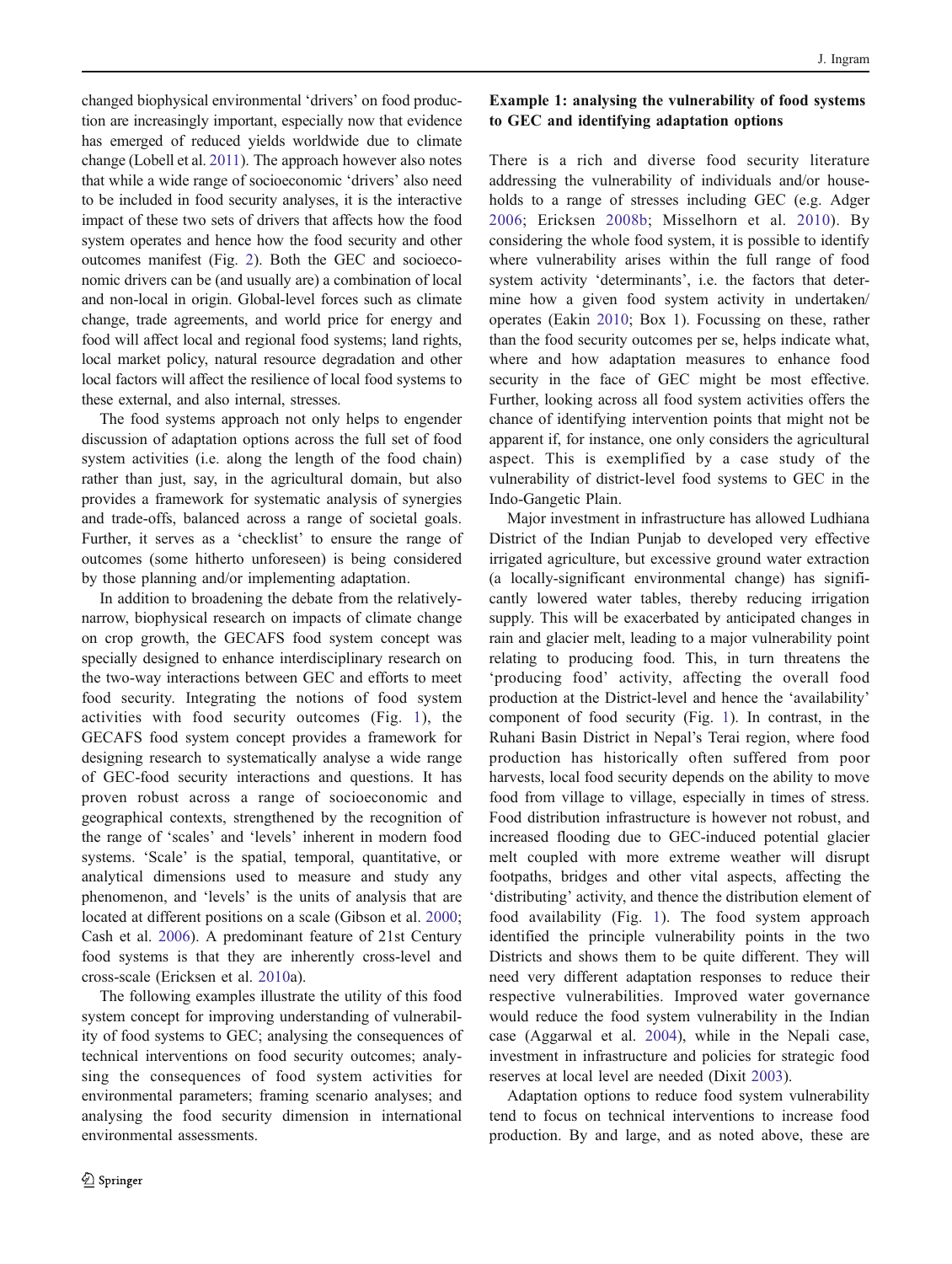changed biophysical environmental 'drivers' on food production are increasingly important, especially now that evidence has emerged of reduced yields worldwide due to climate change (Lobell et al. 2011). The approach however also notes that while a wide range of socioeconomic 'drivers' also need to be included in food security analyses, it is the interactive impact of these two sets of drivers that affects how the food system operates and hence how the food security and other outcomes manifest (Fig. 2). Both the GEC and socioeconomic drivers can be (and usually are) a combination of local and non-local in origin. Global-level forces such as climate change, trade agreements, and world price for energy and food will affect local and regional food systems; land rights, local market policy, natural resource degradation and other local factors will affect the resilience of local food systems to these external, and also internal, stresses.

The food systems approach not only helps to engender discussion of adaptation options across the full set of food system activities (i.e. along the length of the food chain) rather than just, say, in the agricultural domain, but also provides a framework for systematic analysis of synergies and trade-offs, balanced across a range of societal goals. Further, it serves as a 'checklist' to ensure the range of outcomes (some hitherto unforeseen) is being considered by those planning and/or implementing adaptation.

In addition to broadening the debate from the relatively-narrow, biophysical research on impacts of climate change on crop growth, the GECAFS food system concept was specially designed to enhance interdisciplinary research on the two-way interactions between GEC and efforts to meet food security. Integrating the notions of food system activities with food security outcomes (Fig. 1), the GECAFS food system concept provides a framework for designing research to systematically analyse a wide range of GEC-food security interactions and questions. It has proven robust across a range of socioeconomic and geographical contexts, strengthened by the recognition of the range of 'scales' and 'levels' inherent in modern food systems. 'Scale' is the spatial, temporal, quantitative, or analytical dimensions used to measure and study any phenomenon, and 'levels' is the units of analysis that are located at different positions on a scale (Gibson et al. 2000; Cash et al. 2006). A predominant feature of 21st Century food systems is that they are inherently cross-level and cross-scale (Ericksen et al. 2010a).

The following examples illustrate the utility of this food system concept for improving understanding of vulnerability of food systems to GEC; analysing the consequences of technical interventions on food security outcomes; analysing the consequences of food system activities for environmental parameters; framing scenario analyses; and analysing the food security dimension in international environmental assessments.

**Example 1: analysing the vulnerability of food systems to GEC and identifying adaptation options**

There is a rich and diverse food security literature addressing the vulnerability of individuals and/or households to a range of stresses including GEC (e.g. Adger 2006; Ericksen 2008b; Misselhorn et al. 2010). By considering the whole food system, it is possible to identify where vulnerability arises within the full range of food system activity 'determinants', i.e. the factors that determine how a given food system activity in undertaken/operates (Eakin 2010; Box 1). Focussing on these, rather than the food security outcomes per se, helps indicate what, where and how adaptation measures to enhance food security in the face of GEC might be most effective. Further, looking across all food system activities offers the chance of identifying intervention points that might not be apparent if, for instance, one only considers the agricultural aspect. This is exemplified by a case study of the vulnerability of district-level food systems to GEC in the Indo-Gangetic Plain.

Major investment in infrastructure has allowed Ludhiana District of the Indian Punjab to developed very effective irrigated agriculture, but excessive ground water extraction (a locally-significant environmental change) has significantly lowered water tables, thereby reducing irrigation supply. This will be exacerbated by anticipated changes in rain and glacier melt, leading to a major vulnerability point relating to producing food. This, in turn threatens the 'producing food' activity, affecting the overall food production at the District-level and hence the 'availability' component of food security (Fig. 1). In contrast, in the Ruhani Basin District in Nepal's Terai region, where food production has historically often suffered from poor harvests, local food security depends on the ability to move food from village to village, especially in times of stress. Food distribution infrastructure is however not robust, and increased flooding due to GEC-induced potential glacier melt coupled with more extreme weather will disrupt footpaths, bridges and other vital aspects, affecting the 'distributing' activity, and thence the distribution element of food availability (Fig. 1). The food system approach identified the principle vulnerability points in the two Districts and shows them to be quite different. They will need very different adaptation responses to reduce their respective vulnerabilities. Improved water governance would reduce the food system vulnerability in the Indian case (Aggarwal et al. 2004), while in the Nepali case, investment in infrastructure and policies for strategic food reserves at local level are needed (Dixit 2003).

Adaptation options to reduce food system vulnerability tend to focus on technical interventions to increase food production. By and large, and as noted above, these are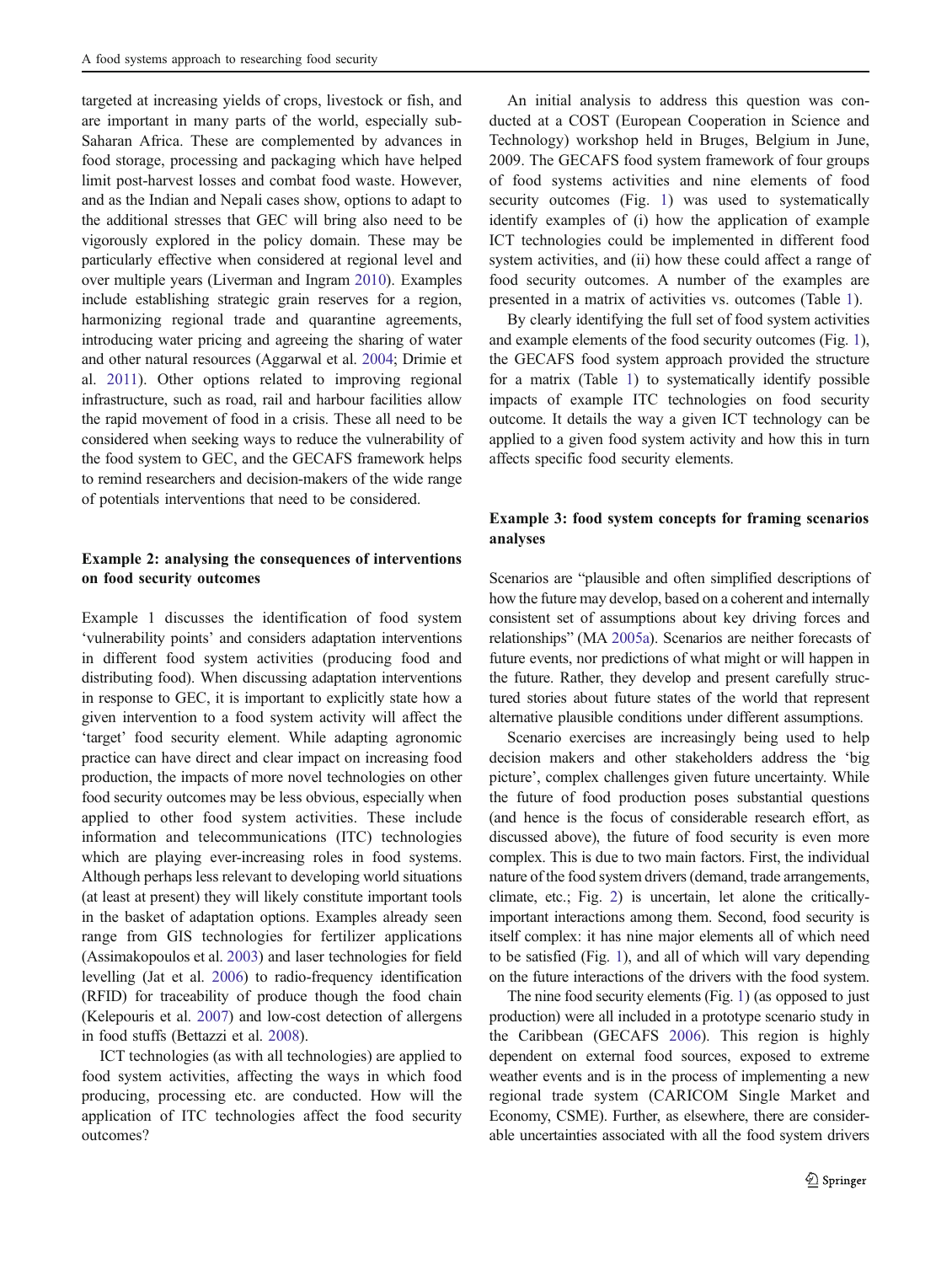targeted at increasing yields of crops, livestock or fish, and are important in many parts of the world, especially sub-Saharan Africa. These are complemented by advances in food storage, processing and packaging which have helped limit post-harvest losses and combat food waste. However, and as the Indian and Nepali cases show, options to adapt to the additional stresses that GEC will bring also need to be vigorously explored in the policy domain. These may be particularly effective when considered at regional level and over multiple years (Liverman and Ingram 2010). Examples include establishing strategic grain reserves for a region, harmonizing regional trade and quarantine agreements, introducing water pricing and agreeing the sharing of water and other natural resources (Aggarwal et al. 2004; Drimie et al. 2011). Other options related to improving regional infrastructure, such as road, rail and harbour facilities allow the rapid movement of food in a crisis. These all need to be considered when seeking ways to reduce the vulnerability of the food system to GEC, and the GECAFS framework helps to remind researchers and decision-makers of the wide range of potentials interventions that need to be considered.

### Example 2: analysing the consequences of interventions on food security outcomes

Example 1 discusses the identification of food system 'vulnerability points' and considers adaptation interventions in different food system activities (producing food and distributing food). When discussing adaptation interventions in response to GEC, it is important to explicitly state how a given intervention to a food system activity will affect the 'target' food security element. While adapting agronomic practice can have direct and clear impact on increasing food production, the impacts of more novel technologies on other food security outcomes may be less obvious, especially when applied to other food system activities. These include information and telecommunications (ITC) technologies which are playing ever-increasing roles in food systems. Although perhaps less relevant to developing world situations (at least at present) they will likely constitute important tools in the basket of adaptation options. Examples already seen range from GIS technologies for fertilizer applications (Assimakopoulos et al. 2003) and laser technologies for field levelling (Jat et al. 2006) to radio-frequency identification (RFID) for traceability of produce though the food chain (Kelepouris et al. 2007) and low-cost detection of allergens in food stuffs (Bettazzi et al. 2008).

ICT technologies (as with all technologies) are applied to food system activities, affecting the ways in which food producing, processing etc. are conducted. How will the application of ITC technologies affect the food security outcomes?

An initial analysis to address this question was conducted at a COST (European Cooperation in Science and Technology) workshop held in Bruges, Belgium in June, 2009. The GECAFS food system framework of four groups of food systems activities and nine elements of food security outcomes (Fig. 1) was used to systematically identify examples of (i) how the application of example ICT technologies could be implemented in different food system activities, and (ii) how these could affect a range of food security outcomes. A number of the examples are presented in a matrix of activities vs. outcomes (Table 1).

By clearly identifying the full set of food system activities and example elements of the food security outcomes (Fig. 1), the GECAFS food system approach provided the structure for a matrix (Table 1) to systematically identify possible impacts of example ITC technologies on food security outcome. It details the way a given ICT technology can be applied to a given food system activity and how this in turn affects specific food security elements.

### Example 3: food system concepts for framing scenarios analyses

Scenarios are "plausible and often simplified descriptions of how the future may develop, based on a coherent and internally consistent set of assumptions about key driving forces and relationships" (MA 2005a). Scenarios are neither forecasts of future events, nor predictions of what might or will happen in the future. Rather, they develop and present carefully structured stories about future states of the world that represent alternative plausible conditions under different assumptions.

Scenario exercises are increasingly being used to help decision makers and other stakeholders address the 'big picture', complex challenges given future uncertainty. While the future of food production poses substantial questions (and hence is the focus of considerable research effort, as discussed above), the future of food security is even more complex. This is due to two main factors. First, the individual nature of the food system drivers (demand, trade arrangements, climate, etc.; Fig. 2) is uncertain, let alone the critically-important interactions among them. Second, food security is itself complex: it has nine major elements all of which need to be satisfied (Fig. 1), and all of which will vary depending on the future interactions of the drivers with the food system.

The nine food security elements (Fig. 1) (as opposed to just production) were all included in a prototype scenario study in the Caribbean (GECAFS 2006). This region is highly dependent on external food sources, exposed to extreme weather events and is in the process of implementing a new regional trade system (CARICOM Single Market and Economy, CSME). Further, as elsewhere, there are considerable uncertainties associated with all the food system drivers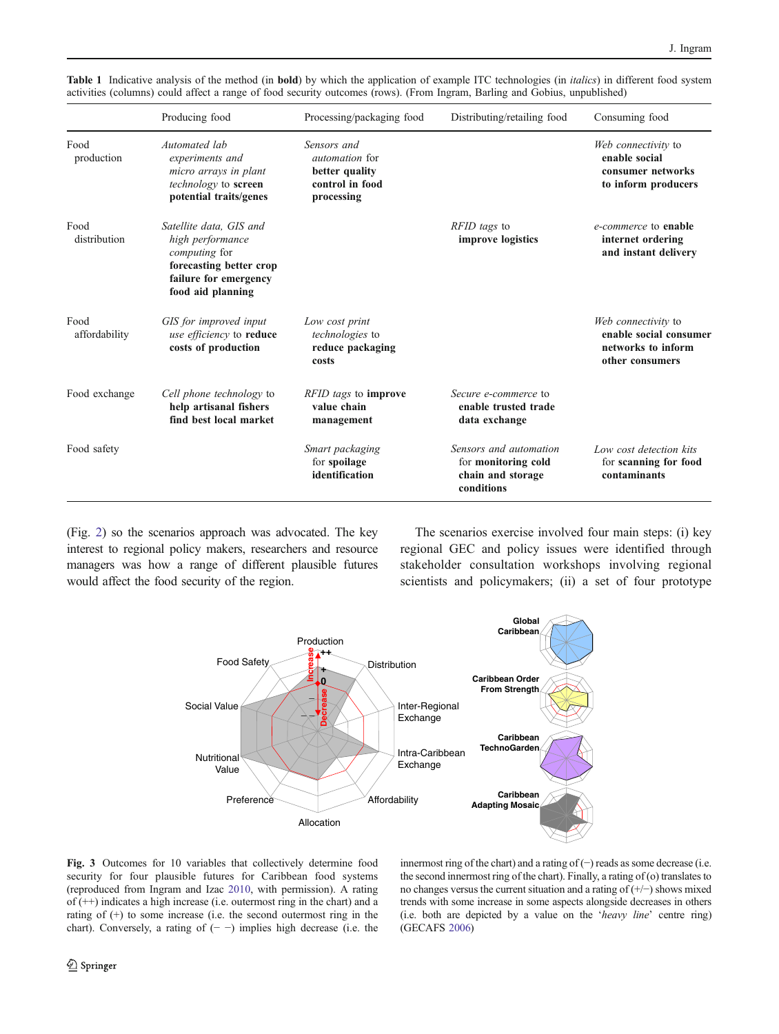**Table 1** Indicative analysis of the method (in **bold**) by which the application of example ITC technologies (in *italics*) in different food system activities (columns) could affect a range of food security outcomes (rows). (From Ingram, Barling and Gobius, unpublished)

| | Producing food | Processing/packaging food | Distributing/retailing food | Consuming food |
|---|---|---|---|---|
| Food production | *Automated lab experiments and micro arrays in plant technology* to **screen potential traits/genes** | *Sensors and automation* for **better quality control in food processing** | | *Web connectivity* to **enable social consumer networks to inform producers** |
| Food distribution | *Satellite data, GIS and high performance computing* for **forecasting better crop failure for emergency food aid planning** | | *RFID tags* to **improve logistics** | *e-commerce* to **enable internet ordering and instant delivery** |
| Food affordability | *GIS for improved input use efficiency* to **reduce costs of production** | *Low cost print technologies* to **reduce packaging costs** | | *Web connectivity* to **enable social consumer networks to inform other consumers** |
| Food exchange | *Cell phone technology* to **help artisanal fishers find best local market** | *RFID tags* to **improve value chain management** | *Secure e-commerce* to **enable trusted trade data exchange** | |
| Food safety | | *Smart packaging* for **spoilage identification** | *Sensors and automation* for **monitoring cold chain and storage conditions** | *Low cost detection kits* for **scanning for food contaminants** |

(Fig. 2) so the scenarios approach was advocated. The key interest to regional policy makers, researchers and resource managers was how a range of different plausible futures would affect the food security of the region.

The scenarios exercise involved four main steps: (i) key regional GEC and policy issues were identified through stakeholder consultation workshops involving regional scientists and policymakers; (ii) a set of four prototype

**Fig. 3** Outcomes for 10 variables that collectively determine food security for four plausible futures for Caribbean food systems (reproduced from Ingram and Izac 2010, with permission). A rating of (++) indicates a high increase (i.e. outermost ring in the chart) and a rating of (+) to some increase (i.e. the second outermost ring in the chart). Conversely, a rating of (− −) implies high decrease (i.e. the innermost ring of the chart) and a rating of (−) reads as some decrease (i.e. the second innermost ring of the chart). Finally, a rating of (o) translates to no changes versus the current situation and a rating of (+/−) shows mixed trends with some increase in some aspects alongside decreases in others (i.e. both are depicted by a value on the '*heavy line*' centre ring) (GECAFS 2006)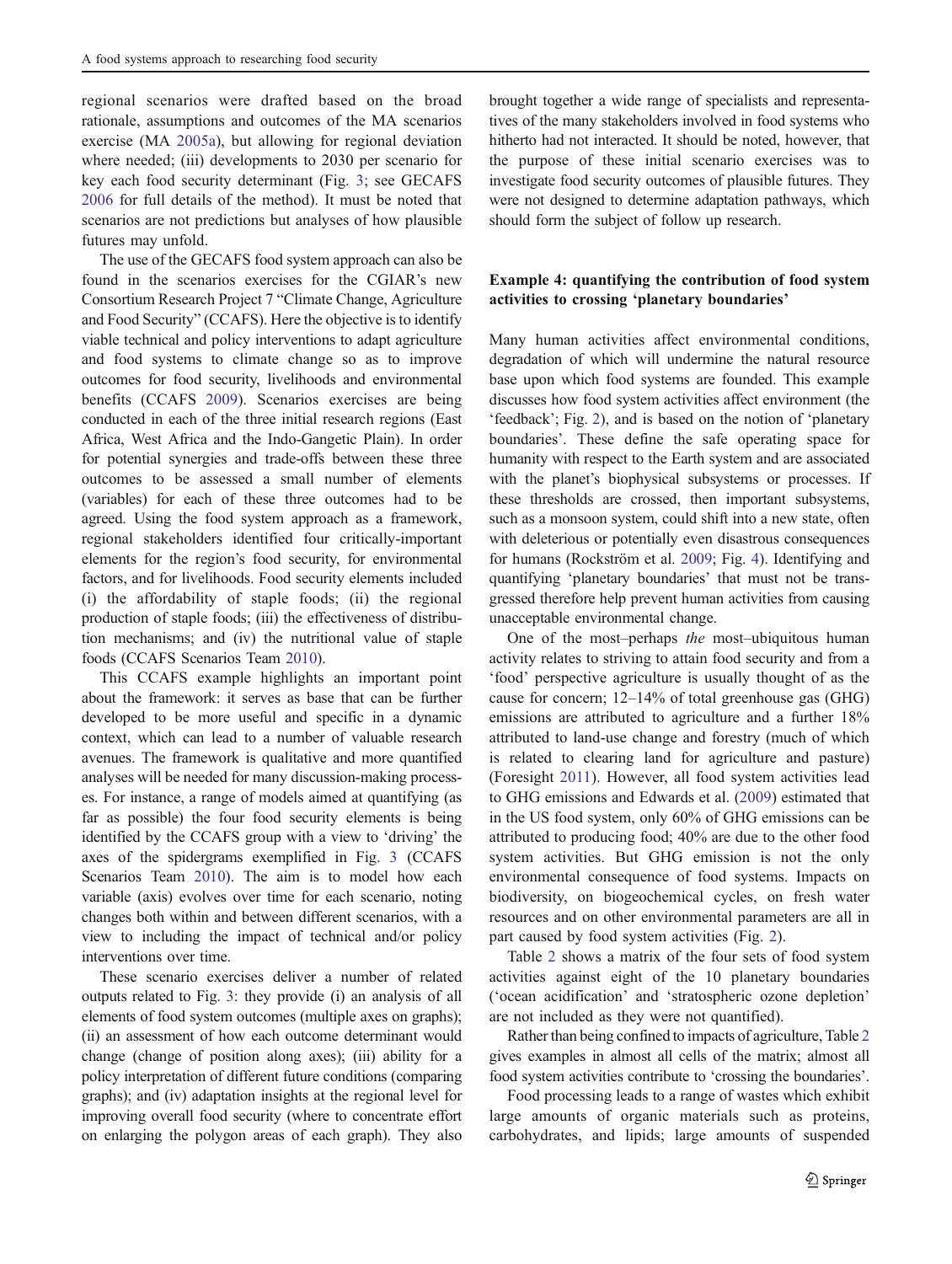regional scenarios were drafted based on the broad rationale, assumptions and outcomes of the MA scenarios exercise (MA 2005a), but allowing for regional deviation where needed; (iii) developments to 2030 per scenario for key each food security determinant (Fig. 3; see GECAFS 2006 for full details of the method). It must be noted that scenarios are not predictions but analyses of how plausible futures may unfold.

The use of the GECAFS food system approach can also be found in the scenarios exercises for the CGIAR's new Consortium Research Project 7 "Climate Change, Agriculture and Food Security" (CCAFS). Here the objective is to identify viable technical and policy interventions to adapt agriculture and food systems to climate change so as to improve outcomes for food security, livelihoods and environmental benefits (CCAFS 2009). Scenarios exercises are being conducted in each of the three initial research regions (East Africa, West Africa and the Indo-Gangetic Plain). In order for potential synergies and trade-offs between these three outcomes to be assessed a small number of elements (variables) for each of these three outcomes had to be agreed. Using the food system approach as a framework, regional stakeholders identified four critically-important elements for the region's food security, for environmental factors, and for livelihoods. Food security elements included (i) the affordability of staple foods; (ii) the regional production of staple foods; (iii) the effectiveness of distribution mechanisms; and (iv) the nutritional value of staple foods (CCAFS Scenarios Team 2010).

This CCAFS example highlights an important point about the framework: it serves as base that can be further developed to be more useful and specific in a dynamic context, which can lead to a number of valuable research avenues. The framework is qualitative and more quantified analyses will be needed for many discussion-making processes. For instance, a range of models aimed at quantifying (as far as possible) the four food security elements is being identified by the CCAFS group with a view to 'driving' the axes of the spidergrams exemplified in Fig. 3 (CCAFS Scenarios Team 2010). The aim is to model how each variable (axis) evolves over time for each scenario, noting changes both within and between different scenarios, with a view to including the impact of technical and/or policy interventions over time.

These scenario exercises deliver a number of related outputs related to Fig. 3: they provide (i) an analysis of all elements of food system outcomes (multiple axes on graphs); (ii) an assessment of how each outcome determinant would change (change of position along axes); (iii) ability for a policy interpretation of different future conditions (comparing graphs); and (iv) adaptation insights at the regional level for improving overall food security (where to concentrate effort on enlarging the polygon areas of each graph). They also brought together a wide range of specialists and representatives of the many stakeholders involved in food systems who hitherto had not interacted. It should be noted, however, that the purpose of these initial scenario exercises was to investigate food security outcomes of plausible futures. They were not designed to determine adaptation pathways, which should form the subject of follow up research.

### Example 4: quantifying the contribution of food system activities to crossing 'planetary boundaries'

Many human activities affect environmental conditions, degradation of which will undermine the natural resource base upon which food systems are founded. This example discusses how food system activities affect environment (the 'feedback'; Fig. 2), and is based on the notion of 'planetary boundaries'. These define the safe operating space for humanity with respect to the Earth system and are associated with the planet's biophysical subsystems or processes. If these thresholds are crossed, then important subsystems, such as a monsoon system, could shift into a new state, often with deleterious or potentially even disastrous consequences for humans (Rockström et al. 2009; Fig. 4). Identifying and quantifying 'planetary boundaries' that must not be transgressed therefore help prevent human activities from causing unacceptable environmental change.

One of the most–perhaps *the* most–ubiquitous human activity relates to striving to attain food security and from a 'food' perspective agriculture is usually thought of as the cause for concern; 12–14% of total greenhouse gas (GHG) emissions are attributed to agriculture and a further 18% attributed to land-use change and forestry (much of which is related to clearing land for agriculture and pasture) (Foresight 2011). However, all food system activities lead to GHG emissions and Edwards et al. (2009) estimated that in the US food system, only 60% of GHG emissions can be attributed to producing food; 40% are due to the other food system activities. But GHG emission is not the only environmental consequence of food systems. Impacts on biodiversity, on biogeochemical cycles, on fresh water resources and on other environmental parameters are all in part caused by food system activities (Fig. 2).

Table 2 shows a matrix of the four sets of food system activities against eight of the 10 planetary boundaries ('ocean acidification' and 'stratospheric ozone depletion' are not included as they were not quantified).

Rather than being confined to impacts of agriculture, Table 2 gives examples in almost all cells of the matrix; almost all food system activities contribute to 'crossing the boundaries'.

Food processing leads to a range of wastes which exhibit large amounts of organic materials such as proteins, carbohydrates, and lipids; large amounts of suspended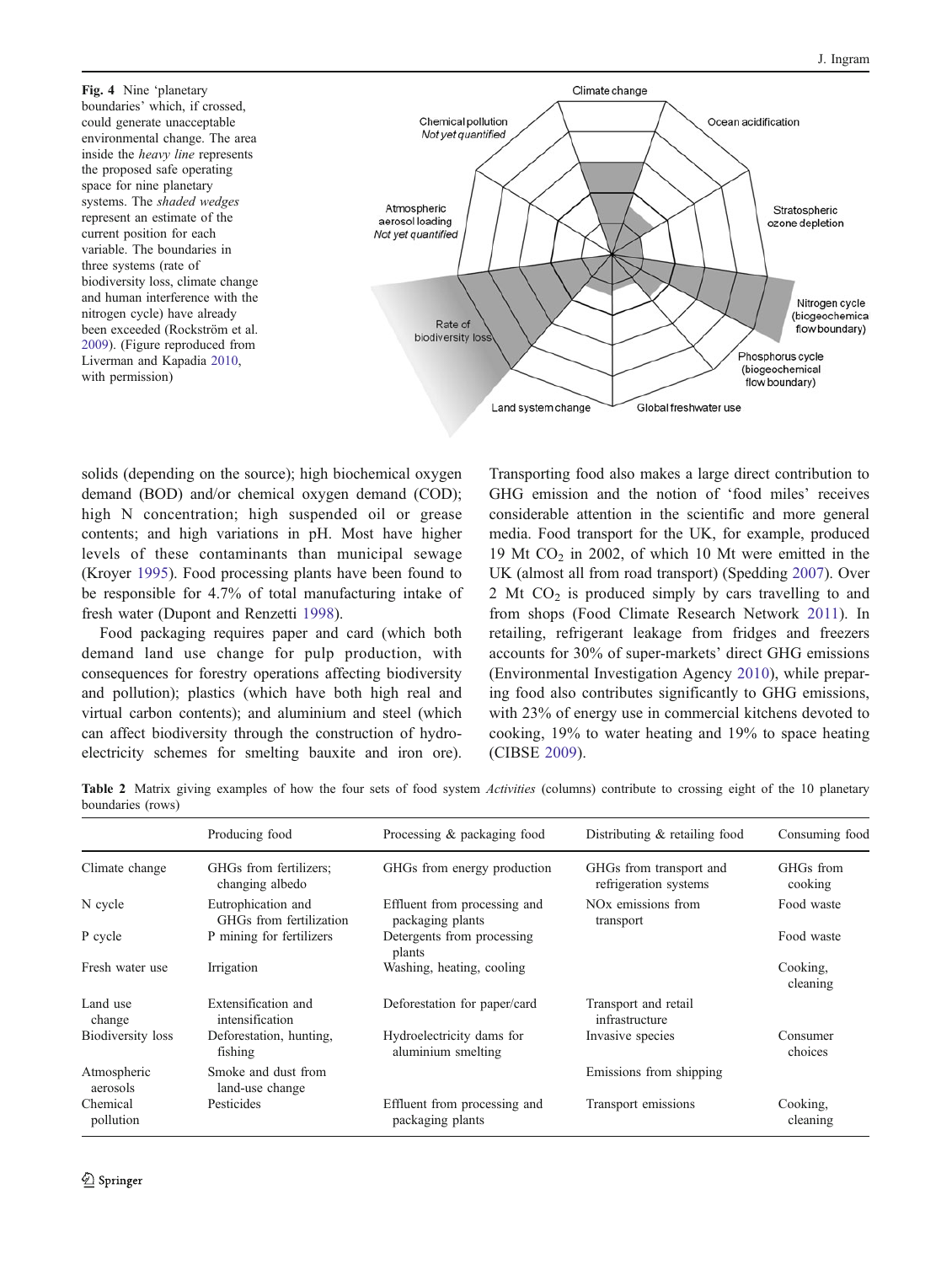**Fig. 4** Nine 'planetary boundaries' which, if crossed, could generate unacceptable environmental change. The area inside the *heavy line* represents the proposed safe operating space for nine planetary systems. The *shaded wedges* represent an estimate of the current position for each variable. The boundaries in three systems (rate of biodiversity loss, climate change and human interference with the nitrogen cycle) have already been exceeded (Rockström et al. 2009). (Figure reproduced from Liverman and Kapadia 2010, with permission)

solids (depending on the source); high biochemical oxygen demand (BOD) and/or chemical oxygen demand (COD); high N concentration; high suspended oil or grease contents; and high variations in pH. Most have higher levels of these contaminants than municipal sewage (Kroyer 1995). Food processing plants have been found to be responsible for 4.7% of total manufacturing intake of fresh water (Dupont and Renzetti 1998).

Food packaging requires paper and card (which both demand land use change for pulp production, with consequences for forestry operations affecting biodiversity and pollution); plastics (which have both high real and virtual carbon contents); and aluminium and steel (which can affect biodiversity through the construction of hydro-electricity schemes for smelting bauxite and iron ore). Transporting food also makes a large direct contribution to GHG emission and the notion of 'food miles' receives considerable attention in the scientific and more general media. Food transport for the UK, for example, produced 19 Mt $CO_2$ in 2002, of which 10 Mt were emitted in the UK (almost all from road transport) (Spedding 2007). Over 2 Mt $CO_2$ is produced simply by cars travelling to and from shops (Food Climate Research Network 2011). In retailing, refrigerant leakage from fridges and freezers accounts for 30% of super-markets' direct GHG emissions (Environmental Investigation Agency 2010), while preparing food also contributes significantly to GHG emissions, with 23% of energy use in commercial kitchens devoted to cooking, 19% to water heating and 19% to space heating (CIBSE 2009).

**Table 2** Matrix giving examples of how the four sets of food system *Activities* (columns) contribute to crossing eight of the 10 planetary boundaries (rows)

| | Producing food | Processing & packaging food | Distributing & retailing food | Consuming food |
|---|---|---|---|---|
| Climate change | GHGs from fertilizers; changing albedo | GHGs from energy production | GHGs from transport and refrigeration systems | GHGs from cooking |
| N cycle | Eutrophication and GHGs from fertilization | Effluent from processing and packaging plants | NOx emissions from transport | Food waste |
| P cycle | P mining for fertilizers | Detergents from processing plants | | Food waste |
| Fresh water use | Irrigation | Washing, heating, cooling | | Cooking, cleaning |
| Land use change | Extensification and intensification | Deforestation for paper/card | Transport and retail infrastructure | |
| Biodiversity loss | Deforestation, hunting, fishing | Hydroelectricity dams for aluminium smelting | Invasive species | Consumer choices |
| Atmospheric aerosols | Smoke and dust from land-use change | | Emissions from shipping | |
| Chemical pollution | Pesticides | Effluent from processing and packaging plants | Transport emissions | Cooking, cleaning |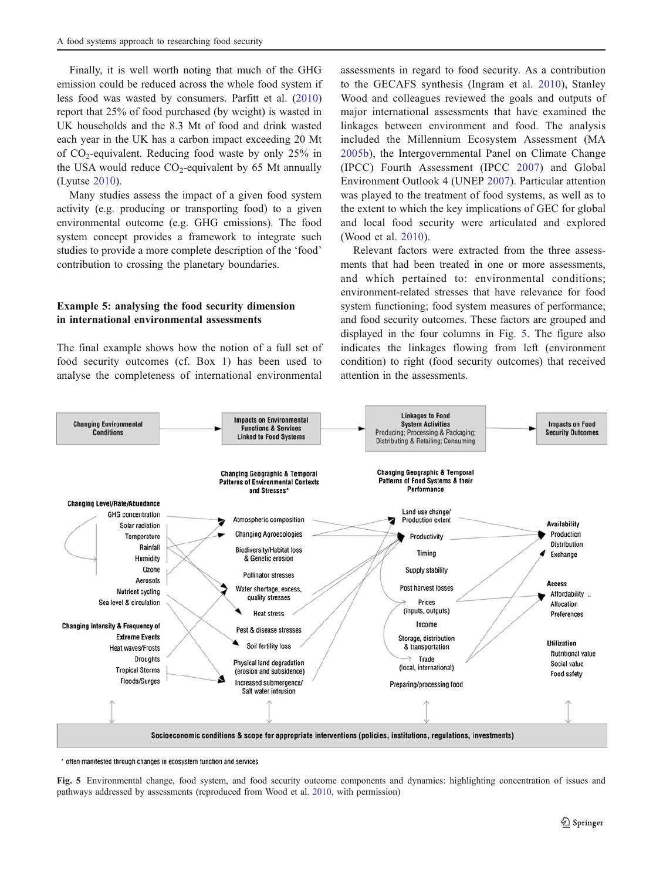Finally, it is well worth noting that much of the GHG emission could be reduced across the whole food system if less food was wasted by consumers. Parfitt et al. (2010) report that 25% of food purchased (by weight) is wasted in UK households and the 8.3 Mt of food and drink wasted each year in the UK has a carbon impact exceeding 20 Mt of $CO_2$-equivalent. Reducing food waste by only 25% in the USA would reduce $CO_2$-equivalent by 65 Mt annually (Lyutse 2010).

Many studies assess the impact of a given food system activity (e.g. producing or transporting food) to a given environmental outcome (e.g. GHG emissions). The food system concept provides a framework to integrate such studies to provide a more complete description of the 'food' contribution to crossing the planetary boundaries.

### Example 5: analysing the food security dimension in international environmental assessments

The final example shows how the notion of a full set of food security outcomes (cf. Box 1) has been used to analyse the completeness of international environmental assessments in regard to food security. As a contribution to the GECAFS synthesis (Ingram et al. 2010), Stanley Wood and colleagues reviewed the goals and outputs of major international assessments that have examined the linkages between environment and food. The analysis included the Millennium Ecosystem Assessment (MA 2005b), the Intergovernmental Panel on Climate Change (IPCC) Fourth Assessment (IPCC 2007) and Global Environment Outlook 4 (UNEP 2007). Particular attention was played to the treatment of food systems, as well as to the extent to which the key implications of GEC for global and local food security were articulated and explored (Wood et al. 2010).

Relevant factors were extracted from the three assessments that had been treated in one or more assessments, and which pertained to: environmental conditions; environment-related stresses that have relevance for food system functioning; food system measures of performance; and food security outcomes. These factors are grouped and displayed in the four columns in Fig. 5. The figure also indicates the linkages flowing from left (environment condition) to right (food security outcomes) that received attention in the assessments.

**Fig. 5** Environmental change, food system, and food security outcome components and dynamics: highlighting concentration of issues and pathways addressed by assessments (reproduced from Wood et al. 2010, with permission)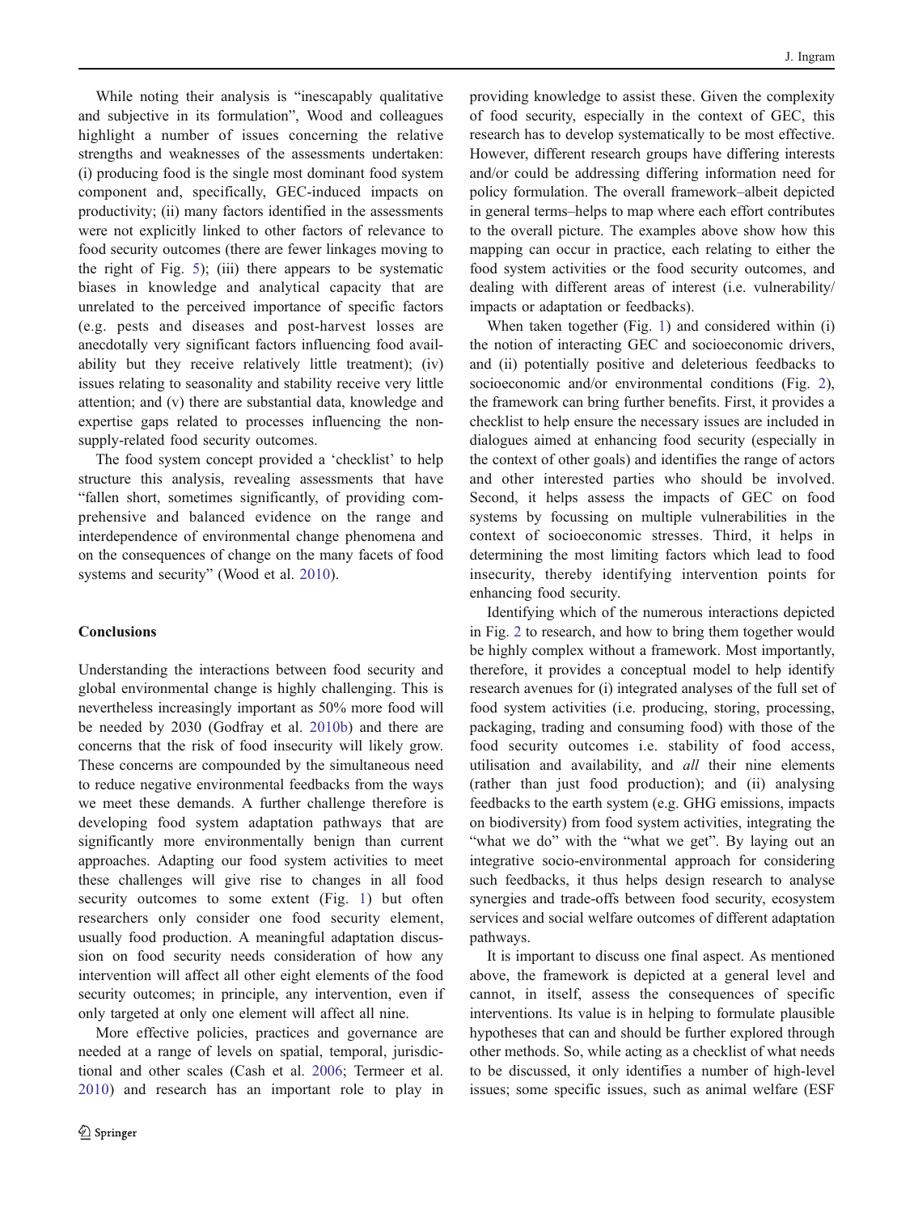While noting their analysis is "inescapably qualitative and subjective in its formulation", Wood and colleagues highlight a number of issues concerning the relative strengths and weaknesses of the assessments undertaken: (i) producing food is the single most dominant food system component and, specifically, GEC-induced impacts on productivity; (ii) many factors identified in the assessments were not explicitly linked to other factors of relevance to food security outcomes (there are fewer linkages moving to the right of Fig. 5); (iii) there appears to be systematic biases in knowledge and analytical capacity that are unrelated to the perceived importance of specific factors (e.g. pests and diseases and post-harvest losses are anecdotally very significant factors influencing food availability but they receive relatively little treatment); (iv) issues relating to seasonality and stability receive very little attention; and (v) there are substantial data, knowledge and expertise gaps related to processes influencing the non-supply-related food security outcomes.

The food system concept provided a 'checklist' to help structure this analysis, revealing assessments that have "fallen short, sometimes significantly, of providing comprehensive and balanced evidence on the range and interdependence of environmental change phenomena and on the consequences of change on the many facets of food systems and security" (Wood et al. 2010).

## Conclusions

Understanding the interactions between food security and global environmental change is highly challenging. This is nevertheless increasingly important as 50% more food will be needed by 2030 (Godfray et al. 2010b) and there are concerns that the risk of food insecurity will likely grow. These concerns are compounded by the simultaneous need to reduce negative environmental feedbacks from the ways we meet these demands. A further challenge therefore is developing food system adaptation pathways that are significantly more environmentally benign than current approaches. Adapting our food system activities to meet these challenges will give rise to changes in all food security outcomes to some extent (Fig. 1) but often researchers only consider one food security element, usually food production. A meaningful adaptation discussion on food security needs consideration of how any intervention will affect all other eight elements of the food security outcomes; in principle, any intervention, even if only targeted at only one element will affect all nine.

More effective policies, practices and governance are needed at a range of levels on spatial, temporal, jurisdictional and other scales (Cash et al. 2006; Termeer et al. 2010) and research has an important role to play in providing knowledge to assist these. Given the complexity of food security, especially in the context of GEC, this research has to develop systematically to be most effective. However, different research groups have differing interests and/or could be addressing differing information need for policy formulation. The overall framework–albeit depicted in general terms–helps to map where each effort contributes to the overall picture. The examples above show how this mapping can occur in practice, each relating to either the food system activities or the food security outcomes, and dealing with different areas of interest (i.e. vulnerability/impacts or adaptation or feedbacks).

When taken together (Fig. 1) and considered within (i) the notion of interacting GEC and socioeconomic drivers, and (ii) potentially positive and deleterious feedbacks to socioeconomic and/or environmental conditions (Fig. 2), the framework can bring further benefits. First, it provides a checklist to help ensure the necessary issues are included in dialogues aimed at enhancing food security (especially in the context of other goals) and identifies the range of actors and other interested parties who should be involved. Second, it helps assess the impacts of GEC on food systems by focussing on multiple vulnerabilities in the context of socioeconomic stresses. Third, it helps in determining the most limiting factors which lead to food insecurity, thereby identifying intervention points for enhancing food security.

Identifying which of the numerous interactions depicted in Fig. 2 to research, and how to bring them together would be highly complex without a framework. Most importantly, therefore, it provides a conceptual model to help identify research avenues for (i) integrated analyses of the full set of food system activities (i.e. producing, storing, processing, packaging, trading and consuming food) with those of the food security outcomes i.e. stability of food access, utilisation and availability, and *all* their nine elements (rather than just food production); and (ii) analysing feedbacks to the earth system (e.g. GHG emissions, impacts on biodiversity) from food system activities, integrating the "what we do" with the "what we get". By laying out an integrative socio-environmental approach for considering such feedbacks, it thus helps design research to analyse synergies and trade-offs between food security, ecosystem services and social welfare outcomes of different adaptation pathways.

It is important to discuss one final aspect. As mentioned above, the framework is depicted at a general level and cannot, in itself, assess the consequences of specific interventions. Its value is in helping to formulate plausible hypotheses that can and should be further explored through other methods. So, while acting as a checklist of what needs to be discussed, it only identifies a number of high-level issues; some specific issues, such as animal welfare (ESF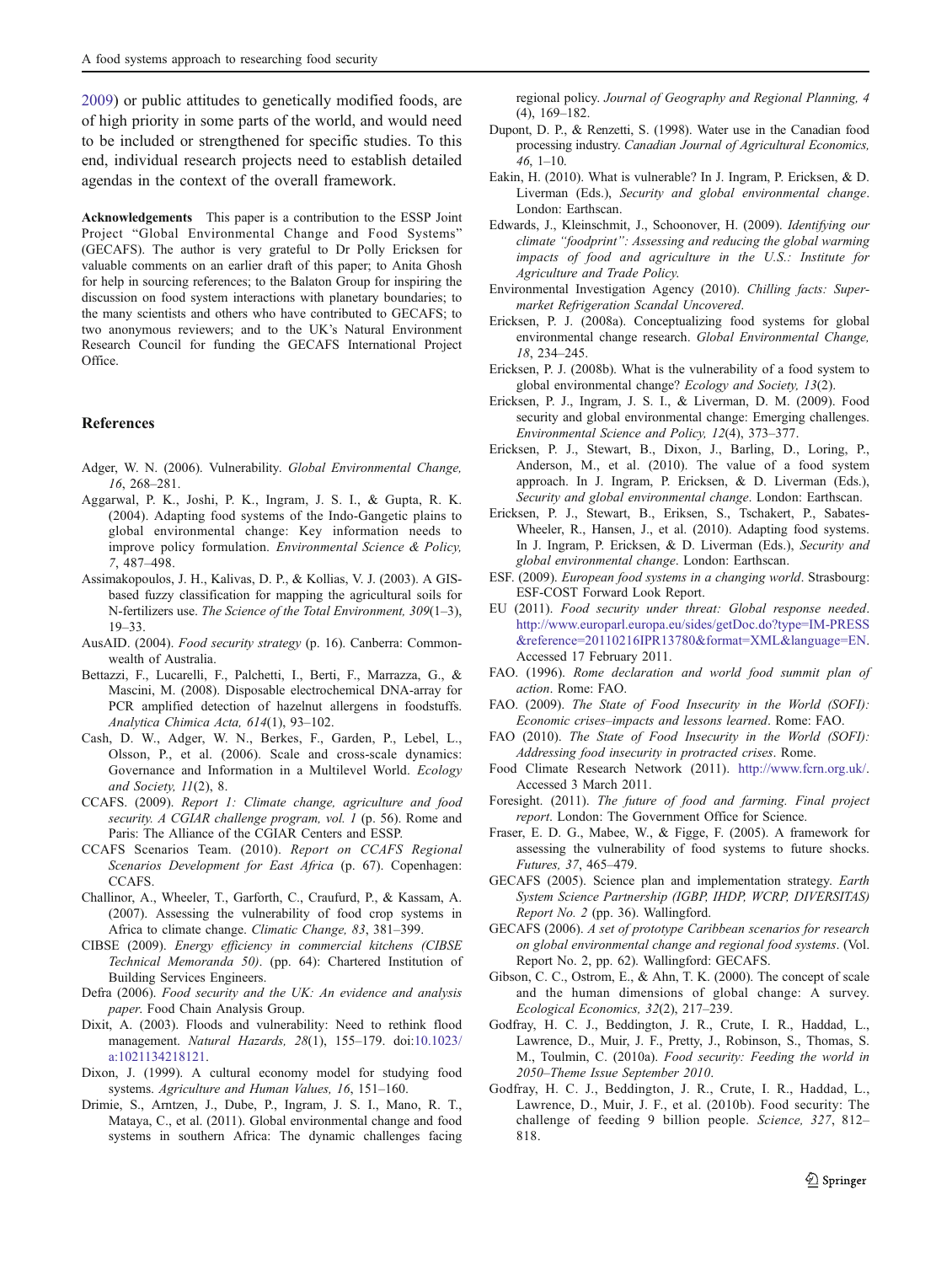2009) or public attitudes to genetically modified foods, are of high priority in some parts of the world, and would need to be included or strengthened for specific studies. To this end, individual research projects need to establish detailed agendas in the context of the overall framework.

**Acknowledgements** This paper is a contribution to the ESSP Joint Project "Global Environmental Change and Food Systems" (GECAFS). The author is very grateful to Dr Polly Ericksen for valuable comments on an earlier draft of this paper; to Anita Ghosh for help in sourcing references; to the Balaton Group for inspiring the discussion on food system interactions with planetary boundaries; to the many scientists and others who have contributed to GECAFS; to two anonymous reviewers; and to the UK's Natural Environment Research Council for funding the GECAFS International Project Office.

## References

Adger, W. N. (2006). Vulnerability. *Global Environmental Change, 16*, 268–281.

Aggarwal, P. K., Joshi, P. K., Ingram, J. S. I., & Gupta, R. K. (2004). Adapting food systems of the Indo-Gangetic plains to global environmental change: Key information needs to improve policy formulation. *Environmental Science & Policy, 7*, 487–498.

Assimakopoulos, J. H., Kalivas, D. P., & Kollias, V. J. (2003). A GIS-based fuzzy classification for mapping the agricultural soils for N-fertilizers use. *The Science of the Total Environment, 309*(1–3), 19–33.

AusAID. (2004). *Food security strategy* (p. 16). Canberra: Commonwealth of Australia.

Bettazzi, F., Lucarelli, F., Palchetti, I., Berti, F., Marrazza, G., & Mascini, M. (2008). Disposable electrochemical DNA-array for PCR amplified detection of hazelnut allergens in foodstuffs. *Analytica Chimica Acta, 614*(1), 93–102.

Cash, D. W., Adger, W. N., Berkes, F., Garden, P., Lebel, L., Olsson, P., et al. (2006). Scale and cross-scale dynamics: Governance and Information in a Multilevel World. *Ecology and Society, 11*(2), 8.

CCAFS. (2009). *Report 1: Climate change, agriculture and food security. A CGIAR challenge program, vol. 1* (p. 56). Rome and Paris: The Alliance of the CGIAR Centers and ESSP.

CCAFS Scenarios Team. (2010). *Report on CCAFS Regional Scenarios Development for East Africa* (p. 67). Copenhagen: CCAFS.

Challinor, A., Wheeler, T., Garforth, C., Craufurd, P., & Kassam, A. (2007). Assessing the vulnerability of food crop systems in Africa to climate change. *Climatic Change, 83*, 381–399.

CIBSE (2009). *Energy efficiency in commercial kitchens (CIBSE Technical Memoranda 50)*. (pp. 64): Chartered Institution of Building Services Engineers.

Defra (2006). *Food security and the UK: An evidence and analysis paper*. Food Chain Analysis Group.

Dixit, A. (2003). Floods and vulnerability: Need to rethink flood management. *Natural Hazards, 28*(1), 155–179. doi:10.1023/a:1021134218121.

Dixon, J. (1999). A cultural economy model for studying food systems. *Agriculture and Human Values, 16*, 151–160.

Drimie, S., Arntzen, J., Dube, P., Ingram, J. S. I., Mano, R. T., Mataya, C., et al. (2011). Global environmental change and food systems in southern Africa: The dynamic challenges facing regional policy. *Journal of Geography and Regional Planning, 4* (4), 169–182.

Dupont, D. P., & Renzetti, S. (1998). Water use in the Canadian food processing industry. *Canadian Journal of Agricultural Economics, 46*, 1–10.

Eakin, H. (2010). What is vulnerable? In J. Ingram, P. Ericksen, & D. Liverman (Eds.), *Security and global environmental change*. London: Earthscan.

Edwards, J., Kleinschmit, J., Schoonover, H. (2009). *Identifying our climate "foodprint": Assessing and reducing the global warming impacts of food and agriculture in the U.S.: Institute for Agriculture and Trade Policy.*

Environmental Investigation Agency (2010). *Chilling facts: Supermarket Refrigeration Scandal Uncovered*.

Ericksen, P. J. (2008a). Conceptualizing food systems for global environmental change research. *Global Environmental Change, 18*, 234–245.

Ericksen, P. J. (2008b). What is the vulnerability of a food system to global environmental change? *Ecology and Society, 13*(2).

Ericksen, P. J., Ingram, J. S. I., & Liverman, D. M. (2009). Food security and global environmental change: Emerging challenges. *Environmental Science and Policy, 12*(4), 373–377.

Ericksen, P. J., Stewart, B., Dixon, J., Barling, D., Loring, P., Anderson, M., et al. (2010). The value of a food system approach. In J. Ingram, P. Ericksen, & D. Liverman (Eds.), *Security and global environmental change*. London: Earthscan.

Ericksen, P. J., Stewart, B., Eriksen, S., Tschakert, P., Sabates-Wheeler, R., Hansen, J., et al. (2010). Adapting food systems. In J. Ingram, P. Ericksen, & D. Liverman (Eds.), *Security and global environmental change*. London: Earthscan.

ESF. (2009). *European food systems in a changing world*. Strasbourg: ESF-COST Forward Look Report.

EU (2011). *Food security under threat: Global response needed*. http://www.europarl.europa.eu/sides/getDoc.do?type=IM-PRESS&reference=20110216IPR13780&format=XML&language=EN. Accessed 17 February 2011.

FAO. (1996). *Rome declaration and world food summit plan of action*. Rome: FAO.

FAO. (2009). *The State of Food Insecurity in the World (SOFI): Economic crises–impacts and lessons learned*. Rome: FAO.

FAO (2010). *The State of Food Insecurity in the World (SOFI): Addressing food insecurity in protracted crises*. Rome.

Food Climate Research Network (2011). http://www.fcrn.org.uk/. Accessed 3 March 2011.

Foresight. (2011). *The future of food and farming. Final project report*. London: The Government Office for Science.

Fraser, E. D. G., Mabee, W., & Figge, F. (2005). A framework for assessing the vulnerability of food systems to future shocks. *Futures, 37*, 465–479.

GECAFS (2005). Science plan and implementation strategy. *Earth System Science Partnership (IGBP, IHDP, WCRP, DIVERSITAS) Report No. 2* (pp. 36). Wallingford.

GECAFS (2006). *A set of prototype Caribbean scenarios for research on global environmental change and regional food systems*. (Vol. Report No. 2, pp. 62). Wallingford: GECAFS.

Gibson, C. C., Ostrom, E., & Ahn, T. K. (2000). The concept of scale and the human dimensions of global change: A survey. *Ecological Economics, 32*(2), 217–239.

Godfray, H. C. J., Beddington, J. R., Crute, I. R., Haddad, L., Lawrence, D., Muir, J. F., Pretty, J., Robinson, S., Thomas, S. M., Toulmin, C. (2010a). *Food security: Feeding the world in 2050–Theme Issue September 2010*.

Godfray, H. C. J., Beddington, J. R., Crute, I. R., Haddad, L., Lawrence, D., Muir, J. F., et al. (2010b). Food security: The challenge of feeding 9 billion people. *Science, 327*, 812–818.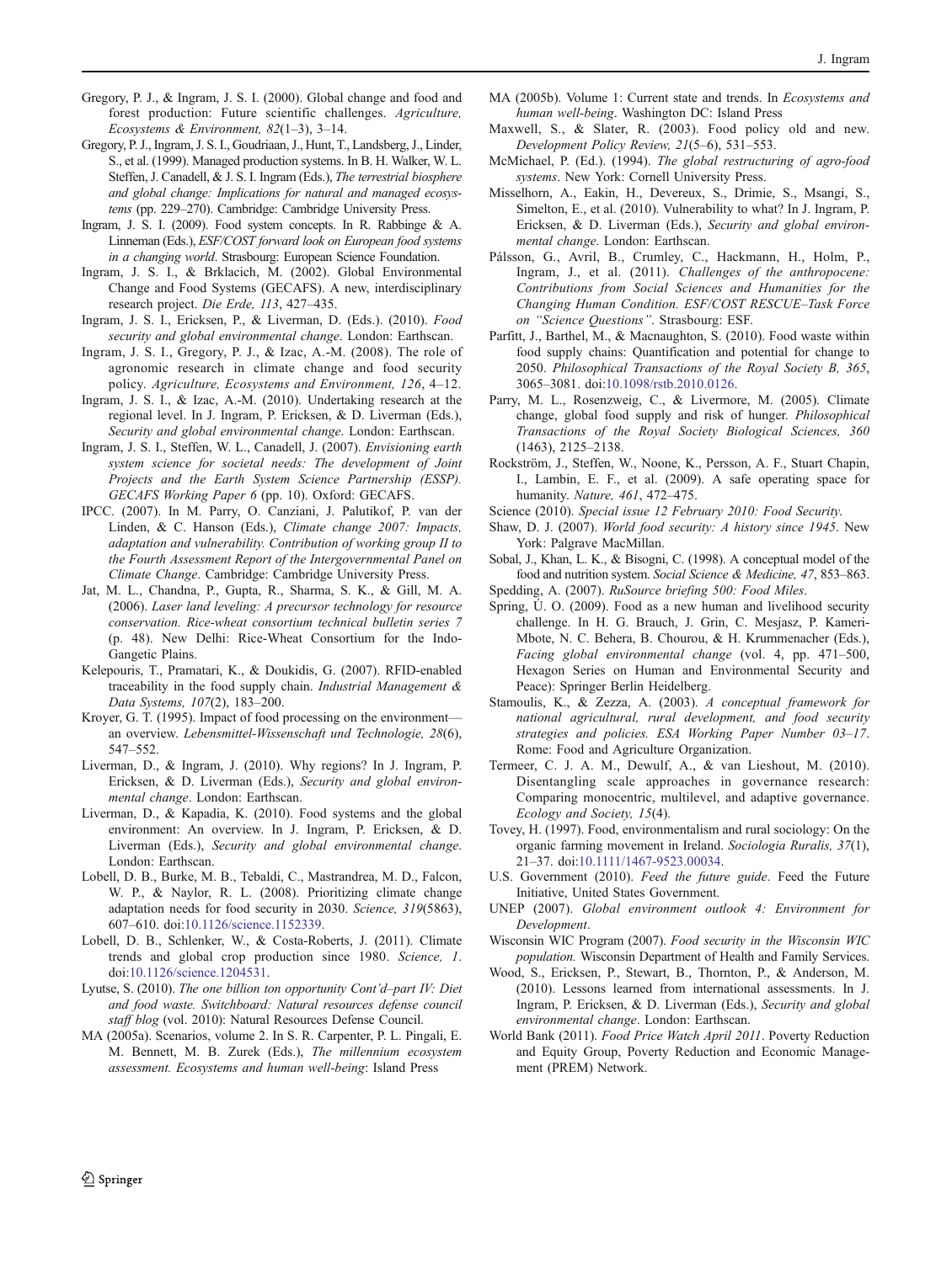Gregory, P. J., & Ingram, J. S. I. (2000). Global change and food and forest production: Future scientific challenges. *Agriculture, Ecosystems & Environment, 82*(1–3), 3–14.

Gregory, P. J., Ingram, J. S. I., Goudriaan, J., Hunt, T., Landsberg, J., Linder, S., et al. (1999). Managed production systems. In B. H. Walker, W. L. Steffen, J. Canadell, & J. S. I. Ingram (Eds.), *The terrestrial biosphere and global change: Implications for natural and managed ecosystems* (pp. 229–270). Cambridge: Cambridge University Press.

Ingram, J. S. I. (2009). Food system concepts. In R. Rabbinge & A. Linneman (Eds.), *ESF/COST forward look on European food systems in a changing world*. Strasbourg: European Science Foundation.

Ingram, J. S. I., & Brklacich, M. (2002). Global Environmental Change and Food Systems (GECAFS). A new, interdisciplinary research project. *Die Erde, 113*, 427–435.

Ingram, J. S. I., Ericksen, P., & Liverman, D. (Eds.). (2010). *Food security and global environmental change*. London: Earthscan.

Ingram, J. S. I., Gregory, P. J., & Izac, A.-M. (2008). The role of agronomic research in climate change and food security policy. *Agriculture, Ecosystems and Environment, 126*, 4–12.

Ingram, J. S. I., & Izac, A.-M. (2010). Undertaking research at the regional level. In J. Ingram, P. Ericksen, & D. Liverman (Eds.), *Security and global environmental change*. London: Earthscan.

Ingram, J. S. I., Steffen, W. L., Canadell, J. (2007). *Envisioning earth system science for societal needs: The development of Joint Projects and the Earth System Science Partnership (ESSP). GECAFS Working Paper 6* (pp. 10). Oxford: GECAFS.

IPCC. (2007). In M. Parry, O. Canziani, J. Palutikof, P. van der Linden, & C. Hanson (Eds.), *Climate change 2007: Impacts, adaptation and vulnerability. Contribution of working group II to the Fourth Assessment Report of the Intergovernmental Panel on Climate Change*. Cambridge: Cambridge University Press.

Jat, M. L., Chandna, P., Gupta, R., Sharma, S. K., & Gill, M. A. (2006). *Laser land leveling: A precursor technology for resource conservation. Rice-wheat consortium technical bulletin series 7* (p. 48). New Delhi: Rice-Wheat Consortium for the Indo-Gangetic Plains.

Kelepouris, T., Pramatari, K., & Doukidis, G. (2007). RFID-enabled traceability in the food supply chain. *Industrial Management & Data Systems, 107*(2), 183–200.

Kroyer, G. T. (1995). Impact of food processing on the environment—an overview. *Lebensmittel-Wissenschaft und Technologie, 28*(6), 547–552.

Liverman, D., & Ingram, J. (2010). Why regions? In J. Ingram, P. Ericksen, & D. Liverman (Eds.), *Security and global environmental change*. London: Earthscan.

Liverman, D., & Kapadia, K. (2010). Food systems and the global environment: An overview. In J. Ingram, P. Ericksen, & D. Liverman (Eds.), *Security and global environmental change*. London: Earthscan.

Lobell, D. B., Burke, M. B., Tebaldi, C., Mastrandrea, M. D., Falcon, W. P., & Naylor, R. L. (2008). Prioritizing climate change adaptation needs for food security in 2030. *Science, 319*(5863), 607–610. doi:10.1126/science.1152339.

Lobell, D. B., Schlenker, W., & Costa-Roberts, J. (2011). Climate trends and global crop production since 1980. *Science, 1*. doi:10.1126/science.1204531.

Lyutse, S. (2010). *The one billion ton opportunity Cont'd–part IV: Diet and food waste. Switchboard: Natural resources defense council staff blog* (vol. 2010): Natural Resources Defense Council.

MA (2005a). Scenarios, volume 2. In S. R. Carpenter, P. L. Pingali, E. M. Bennett, M. B. Zurek (Eds.), *The millennium ecosystem assessment. Ecosystems and human well-being*: Island Press

MA (2005b). Volume 1: Current state and trends. In *Ecosystems and human well-being*. Washington DC: Island Press

Maxwell, S., & Slater, R. (2003). Food policy old and new. *Development Policy Review, 21*(5–6), 531–553.

McMichael, P. (Ed.). (1994). *The global restructuring of agro-food systems*. New York: Cornell University Press.

Misselhorn, A., Eakin, H., Devereux, S., Drimie, S., Msangi, S., Simelton, E., et al. (2010). Vulnerability to what? In J. Ingram, P. Ericksen, & D. Liverman (Eds.), *Security and global environmental change*. London: Earthscan.

Pálsson, G., Avril, B., Crumley, C., Hackmann, H., Holm, P., Ingram, J., et al. (2011). *Challenges of the anthropocene: Contributions from Social Sciences and Humanities for the Changing Human Condition. ESF/COST RESCUE–Task Force on "Science Questions"*. Strasbourg: ESF.

Parfitt, J., Barthel, M., & Macnaughton, S. (2010). Food waste within food supply chains: Quantification and potential for change to 2050. *Philosophical Transactions of the Royal Society B, 365*, 3065–3081. doi:10.1098/rstb.2010.0126.

Parry, M. L., Rosenzweig, C., & Livermore, M. (2005). Climate change, global food supply and risk of hunger. *Philosophical Transactions of the Royal Society Biological Sciences, 360* (1463), 2125–2138.

Rockström, J., Steffen, W., Noone, K., Persson, A. F., Stuart Chapin, I., Lambin, E. F., et al. (2009). A safe operating space for humanity. *Nature, 461*, 472–475.

Science (2010). *Special issue 12 February 2010: Food Security.*

Shaw, D. J. (2007). *World food security: A history since 1945*. New York: Palgrave MacMillan.

Sobal, J., Khan, L. K., & Bisogni, C. (1998). A conceptual model of the food and nutrition system. *Social Science & Medicine, 47*, 853–863.

Spedding, A. (2007). *RuSource briefing 500: Food Miles*.

Spring, Ú. O. (2009). Food as a new human and livelihood security challenge. In H. G. Brauch, J. Grin, C. Mesjasz, P. Kameri-Mbote, N. C. Behera, B. Chourou, & H. Krummenacher (Eds.), *Facing global environmental change* (vol. 4, pp. 471–500, Hexagon Series on Human and Environmental Security and Peace): Springer Berlin Heidelberg.

Stamoulis, K., & Zezza, A. (2003). *A conceptual framework for national agricultural, rural development, and food security strategies and policies. ESA Working Paper Number 03–17*. Rome: Food and Agriculture Organization.

Termeer, C. J. A. M., Dewulf, A., & van Lieshout, M. (2010). Disentangling scale approaches in governance research: Comparing monocentric, multilevel, and adaptive governance. *Ecology and Society, 15*(4).

Tovey, H. (1997). Food, environmentalism and rural sociology: On the organic farming movement in Ireland. *Sociologia Ruralis, 37*(1), 21–37. doi:10.1111/1467-9523.00034.

U.S. Government (2010). *Feed the future guide*. Feed the Future Initiative, United States Government.

UNEP (2007). *Global environment outlook 4: Environment for Development*.

Wisconsin WIC Program (2007). *Food security in the Wisconsin WIC population.* Wisconsin Department of Health and Family Services.

Wood, S., Ericksen, P., Stewart, B., Thornton, P., & Anderson, M. (2010). Lessons learned from international assessments. In J. Ingram, P. Ericksen, & D. Liverman (Eds.), *Security and global environmental change*. London: Earthscan.

World Bank (2011). *Food Price Watch April 2011*. Poverty Reduction and Equity Group, Poverty Reduction and Economic Management (PREM) Network.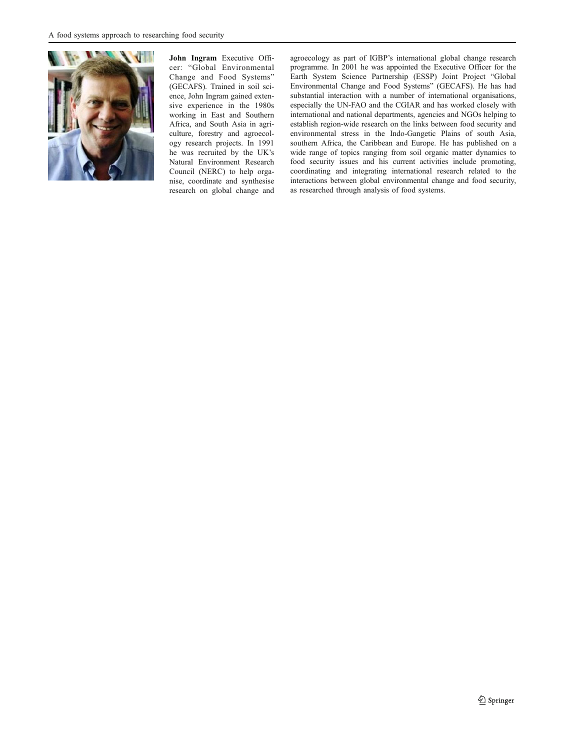**John Ingram** Executive Officer: "Global Environmental Change and Food Systems" (GECAFS). Trained in soil science, John Ingram gained extensive experience in the 1980s working in East and Southern Africa, and South Asia in agriculture, forestry and agroecology research projects. In 1991 he was recruited by the UK's Natural Environment Research Council (NERC) to help organise, coordinate and synthesise research on global change and agroecology as part of IGBP's international global change research programme. In 2001 he was appointed the Executive Officer for the Earth System Science Partnership (ESSP) Joint Project "Global Environmental Change and Food Systems" (GECAFS). He has had substantial interaction with a number of international organisations, especially the UN-FAO and the CGIAR and has worked closely with international and national departments, agencies and NGOs helping to establish region-wide research on the links between food security and environmental stress in the Indo-Gangetic Plains of south Asia, southern Africa, the Caribbean and Europe. He has published on a wide range of topics ranging from soil organic matter dynamics to food security issues and his current activities include promoting, coordinating and integrating international research related to the interactions between global environmental change and food security, as researched through analysis of food systems.